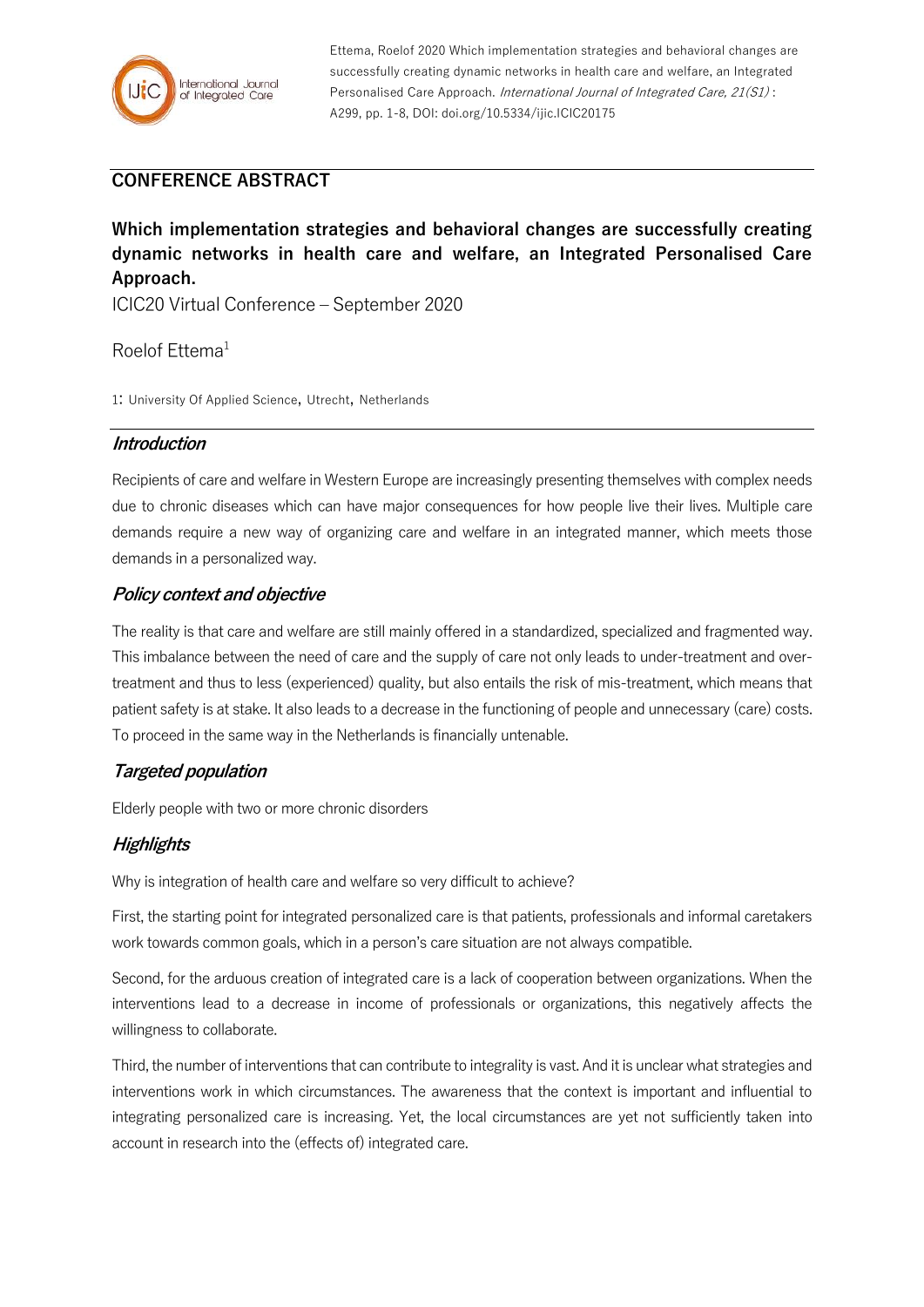Ettema, Roelof 2020 Which implementation strategies and behavioral changes are successfully creating dynamic networks in health care and welfare, an Integrated Personalised Care Approach. *International Journal of Integrated Care, 21(S1)* : A299, pp. 1-8, DOI: doi.org/10.5334/ijic.ICIC20175

## CONFERENCE ABSTRACT

# Which implementation strategies and behavioral changes are successfully creating dynamic networks in health care and welfare, an Integrated Personalised Care Approach.

ICIC20 Virtual Conference – September 2020

Roelof Ettema[1]

1: University Of Applied Science, Utrecht, Netherlands

## *Introduction*

Recipients of care and welfare in Western Europe are increasingly presenting themselves with complex needs due to chronic diseases which can have major consequences for how people live their lives. Multiple care demands require a new way of organizing care and welfare in an integrated manner, which meets those demands in a personalized way.

## *Policy context and objective*

The reality is that care and welfare are still mainly offered in a standardized, specialized and fragmented way. This imbalance between the need of care and the supply of care not only leads to under-treatment and over-treatment and thus to less (experienced) quality, but also entails the risk of mis-treatment, which means that patient safety is at stake. It also leads to a decrease in the functioning of people and unnecessary (care) costs. To proceed in the same way in the Netherlands is financially untenable.

## *Targeted population*

Elderly people with two or more chronic disorders

## *Highlights*

Why is integration of health care and welfare so very difficult to achieve?

First, the starting point for integrated personalized care is that patients, professionals and informal caretakers work towards common goals, which in a person's care situation are not always compatible.

Second, for the arduous creation of integrated care is a lack of cooperation between organizations. When the interventions lead to a decrease in income of professionals or organizations, this negatively affects the willingness to collaborate.

Third, the number of interventions that can contribute to integrality is vast. And it is unclear what strategies and interventions work in which circumstances. The awareness that the context is important and influential to integrating personalized care is increasing. Yet, the local circumstances are yet not sufficiently taken into account in research into the (effects of) integrated care.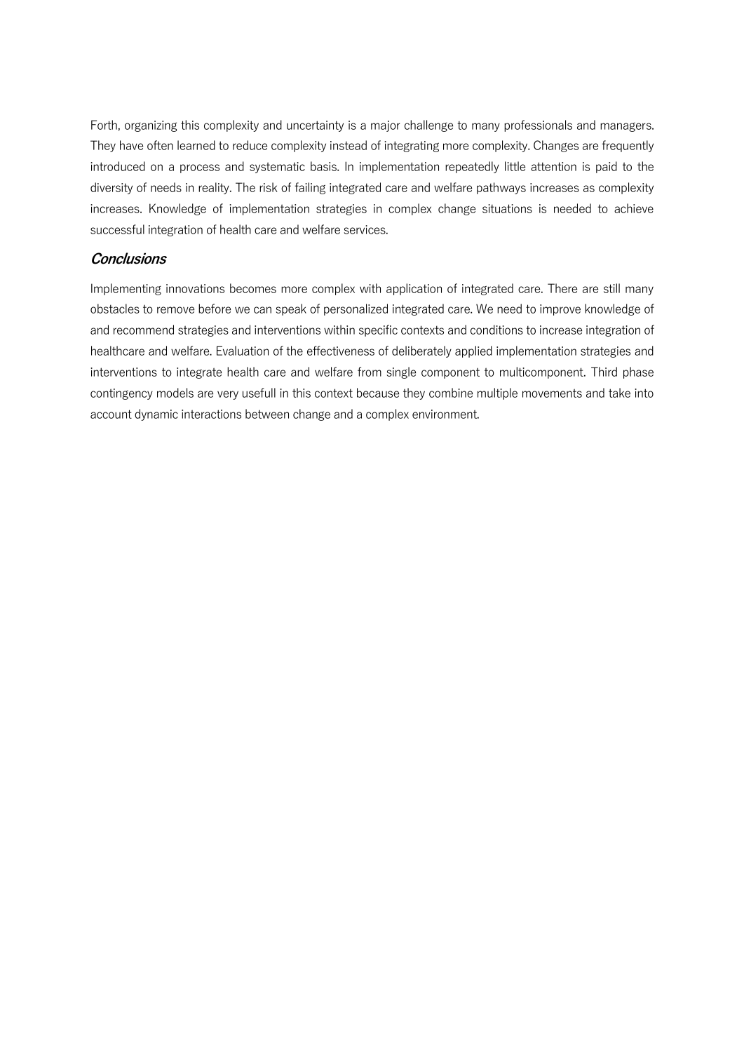Forth, organizing this complexity and uncertainty is a major challenge to many professionals and managers. They have often learned to reduce complexity instead of integrating more complexity. Changes are frequently introduced on a process and systematic basis. In implementation repeatedly little attention is paid to the diversity of needs in reality. The risk of failing integrated care and welfare pathways increases as complexity increases. Knowledge of implementation strategies in complex change situations is needed to achieve successful integration of health care and welfare services.

### *Conclusions*

Implementing innovations becomes more complex with application of integrated care. There are still many obstacles to remove before we can speak of personalized integrated care. We need to improve knowledge of and recommend strategies and interventions within specific contexts and conditions to increase integration of healthcare and welfare. Evaluation of the effectiveness of deliberately applied implementation strategies and interventions to integrate health care and welfare from single component to multicomponent. Third phase contingency models are very usefull in this context because they combine multiple movements and take into account dynamic interactions between change and a complex environment.